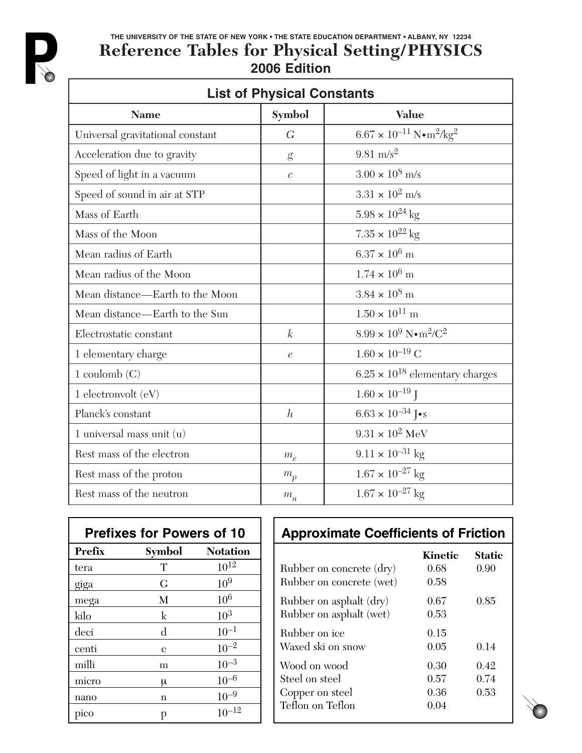THE UNIVERSITY OF THE STATE OF NEW YORK • THE STATE EDUCATION DEPARTMENT • ALBANY, NY 12234

# Reference Tables for Physical Setting/PHYSICS

## 2006 Edition

### List of Physical Constants

| Name | Symbol | Value |
|---|---|---|
| Universal gravitational constant | $G$ | $6.67 \times 10^{-11}$ N•m$^2$/kg$^2$ |
| Acceleration due to gravity | $g$ | 9.81 m/s$^2$ |
| Speed of light in a vacuum | $c$ | $3.00 \times 10^{8}$ m/s |
| Speed of sound in air at STP | | $3.31 \times 10^{2}$ m/s |
| Mass of Earth | | $5.98 \times 10^{24}$ kg |
| Mass of the Moon | | $7.35 \times 10^{22}$ kg |
| Mean radius of Earth | | $6.37 \times 10^{6}$ m |
| Mean radius of the Moon | | $1.74 \times 10^{6}$ m |
| Mean distance—Earth to the Moon | | $3.84 \times 10^{8}$ m |
| Mean distance—Earth to the Sun | | $1.50 \times 10^{11}$ m |
| Electrostatic constant | $k$ | $8.99 \times 10^{9}$ N•m$^2$/C$^2$ |
| 1 elementary charge | $e$ | $1.60 \times 10^{-19}$ C |
| 1 coulomb (C) | | $6.25 \times 10^{18}$ elementary charges |
| 1 electronvolt (eV) | | $1.60 \times 10^{-19}$ J |
| Planck's constant | $h$ | $6.63 \times 10^{-34}$ J•s |
| 1 universal mass unit (u) | | $9.31 \times 10^{2}$ MeV |
| Rest mass of the electron | $m_e$ | $9.11 \times 10^{-31}$ kg |
| Rest mass of the proton | $m_p$ | $1.67 \times 10^{-27}$ kg |
| Rest mass of the neutron | $m_n$ | $1.67 \times 10^{-27}$ kg |

### Prefixes for Powers of 10

| Prefix | Symbol | Notation |
|---|---|---|
| tera | T | $10^{12}$ |
| giga | G | $10^{9}$ |
| mega | M | $10^{6}$ |
| kilo | k | $10^{3}$ |
| deci | d | $10^{-1}$ |
| centi | c | $10^{-2}$ |
| milli | m | $10^{-3}$ |
| micro | μ | $10^{-6}$ |
| nano | n | $10^{-9}$ |
| pico | p | $10^{-12}$ |

### Approximate Coefficients of Friction

| | Kinetic | Static |
|---|---|---|
| Rubber on concrete (dry) | 0.68 | 0.90 |
| Rubber on concrete (wet) | 0.58 | |
| Rubber on asphalt (dry) | 0.67 | 0.85 |
| Rubber on asphalt (wet) | 0.53 | |
| Rubber on ice | 0.15 | |
| Waxed ski on snow | 0.05 | 0.14 |
| Wood on wood | 0.30 | 0.42 |
| Steel on steel | 0.57 | 0.74 |
| Copper on steel | 0.36 | 0.53 |
| Teflon on Teflon | 0.04 | |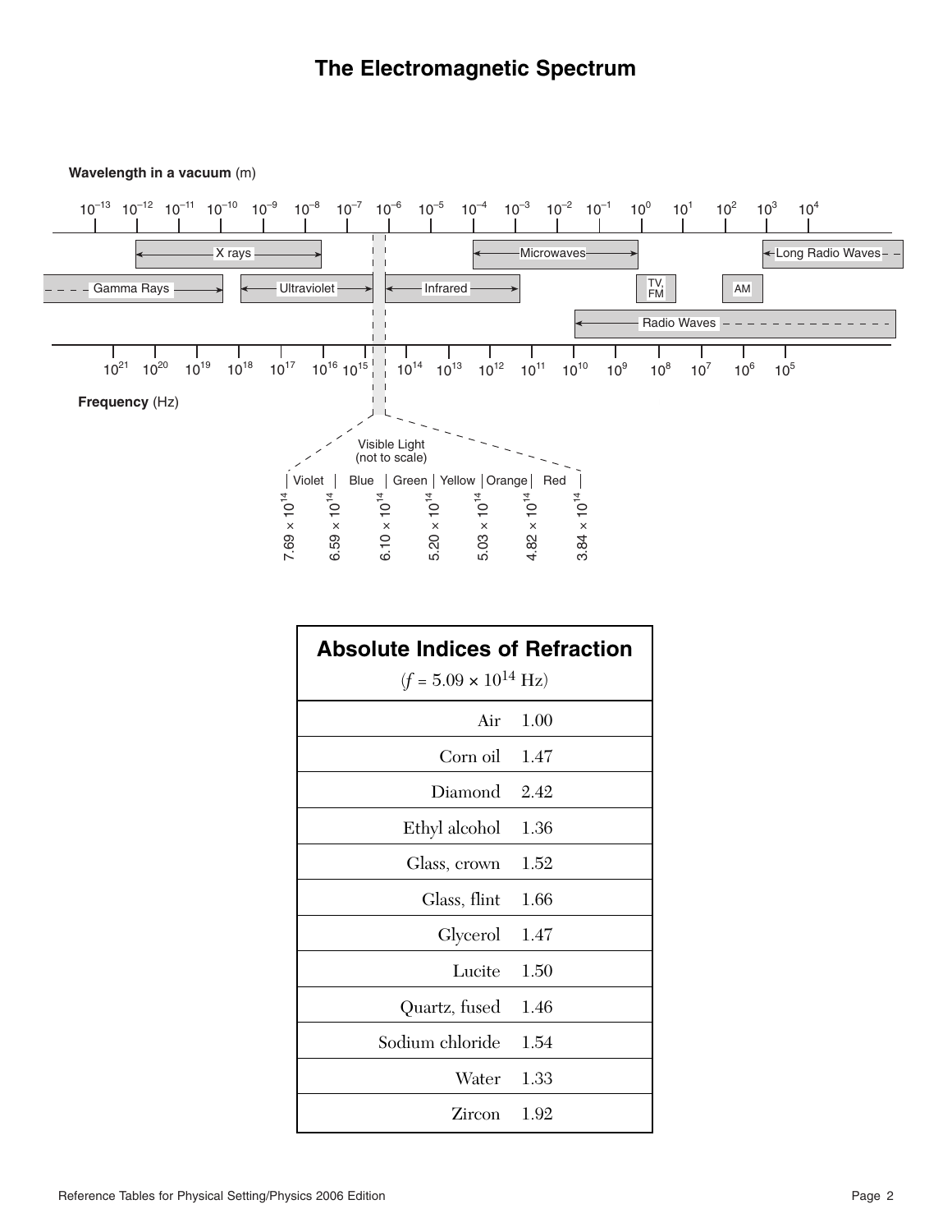# The Electromagnetic Spectrum

**Wavelength in a vacuum** (m)

$10^{-13}$ $10^{-12}$ $10^{-11}$ $10^{-10}$ $10^{-9}$ $10^{-8}$ $10^{-7}$ $10^{-6}$ $10^{-5}$ $10^{-4}$ $10^{-3}$ $10^{-2}$ $10^{-1}$ $10^{0}$ $10^{1}$ $10^{2}$ $10^{3}$ $10^{4}$

X rays — Microwaves — Long Radio Waves

Gamma Rays — Ultraviolet — Infrared — TV, FM — AM

Radio Waves

$10^{21}$ $10^{20}$ $10^{19}$ $10^{18}$ $10^{17}$ $10^{16}$ $10^{15}$ $10^{14}$ $10^{13}$ $10^{12}$ $10^{11}$ $10^{10}$ $10^{9}$ $10^{8}$ $10^{7}$ $10^{6}$ $10^{5}$

**Frequency** (Hz)

Visible Light (not to scale)

| Violet | Blue | Green | Yellow | Orange | Red |

$7.69 \times 10^{14}$ $6.59 \times 10^{14}$ $6.10 \times 10^{14}$ $5.20 \times 10^{14}$ $5.03 \times 10^{14}$ $4.82 \times 10^{14}$ $3.84 \times 10^{14}$

## Absolute Indices of Refraction

($f = 5.09 \times 10^{14}$ Hz)

| Material | Index |
|---|---|
| Air | 1.00 |
| Corn oil | 1.47 |
| Diamond | 2.42 |
| Ethyl alcohol | 1.36 |
| Glass, crown | 1.52 |
| Glass, flint | 1.66 |
| Glycerol | 1.47 |
| Lucite | 1.50 |
| Quartz, fused | 1.46 |
| Sodium chloride | 1.54 |
| Water | 1.33 |
| Zircon | 1.92 |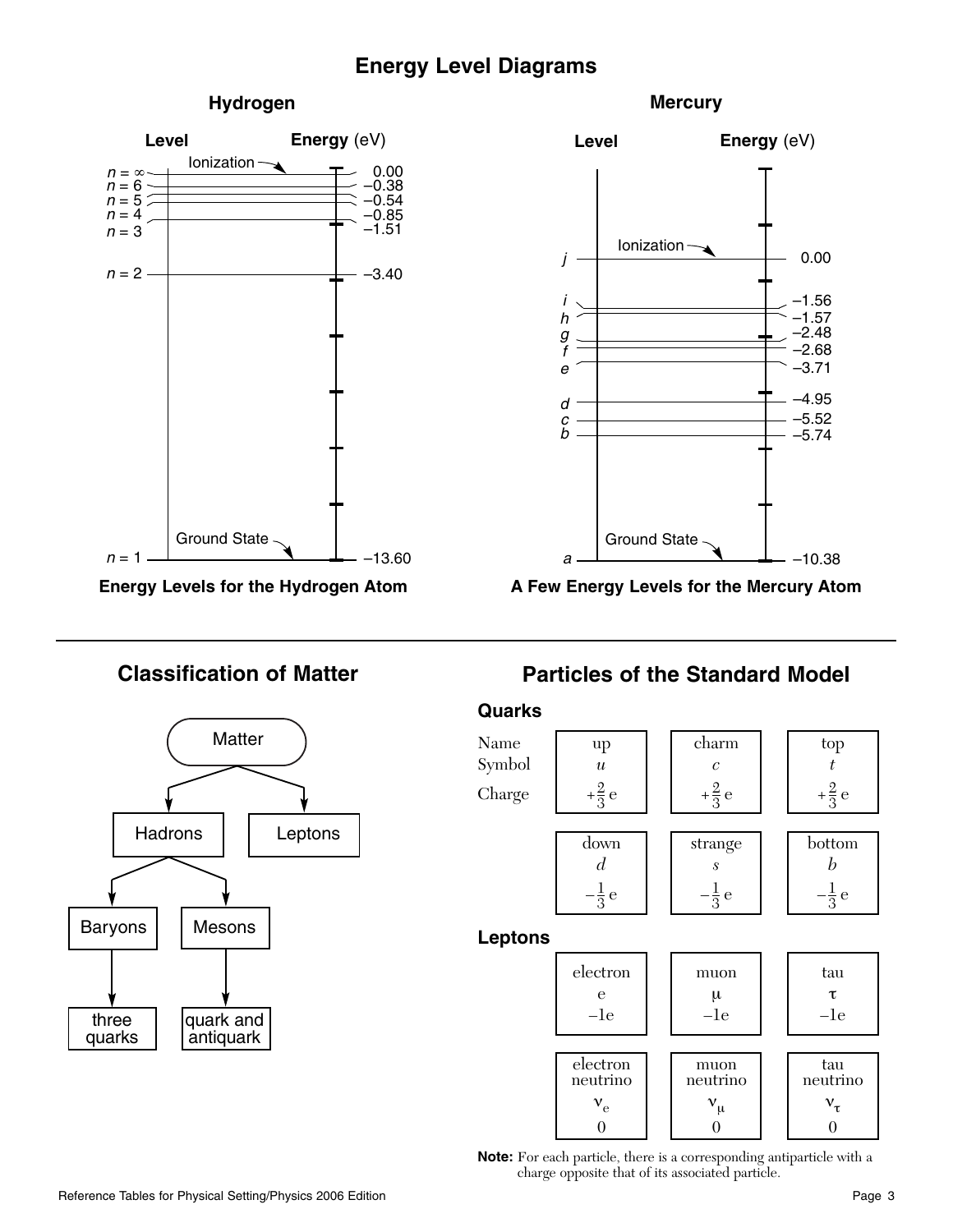# Energy Level Diagrams

## Hydrogen

| Level | Energy (eV) |
|---|---|
| $n = \infty$ (Ionization) | 0.00 |
| $n = 6$ | –0.38 |
| $n = 5$ | –0.54 |
| $n = 4$ | –0.85 |
| $n = 3$ | –1.51 |
| $n = 2$ | –3.40 |
| $n = 1$ (Ground State) | –13.60 |

**Energy Levels for the Hydrogen Atom**

## Mercury

| Level | Energy (eV) |
|---|---|
| *j* (Ionization) | 0.00 |
| *i* | –1.56 |
| *h* | –1.57 |
| *g* | –2.48 |
| *f* | –2.68 |
| *e* | –3.71 |
| *d* | –4.95 |
| *c* | –5.52 |
| *b* | –5.74 |
| *a* (Ground State) | –10.38 |

**A Few Energy Levels for the Mercury Atom**

# Classification of Matter

- Matter
  - Hadrons
    - Baryons → three quarks
    - Mesons → quark and antiquark
  - Leptons

# Particles of the Standard Model

## Quarks

| Name | up | charm | top |
|---|---|---|---|
| Symbol | $u$ | $c$ | $t$ |
| Charge | $+\frac{2}{3}$e | $+\frac{2}{3}$e | $+\frac{2}{3}$e |

| Name | down | strange | bottom |
|---|---|---|---|
| Symbol | $d$ | $s$ | $b$ |
| Charge | $-\frac{1}{3}$e | $-\frac{1}{3}$e | $-\frac{1}{3}$e |

## Leptons

| Name | electron | muon | tau |
|---|---|---|---|
| Symbol | e | $\mu$ | $\tau$ |
| Charge | –1e | –1e | –1e |

| Name | electron neutrino | muon neutrino | tau neutrino |
|---|---|---|---|
| Symbol | $\nu_e$ | $\nu_\mu$ | $\nu_\tau$ |
| Charge | 0 | 0 | 0 |

**Note:** For each particle, there is a corresponding antiparticle with a charge opposite that of its associated particle.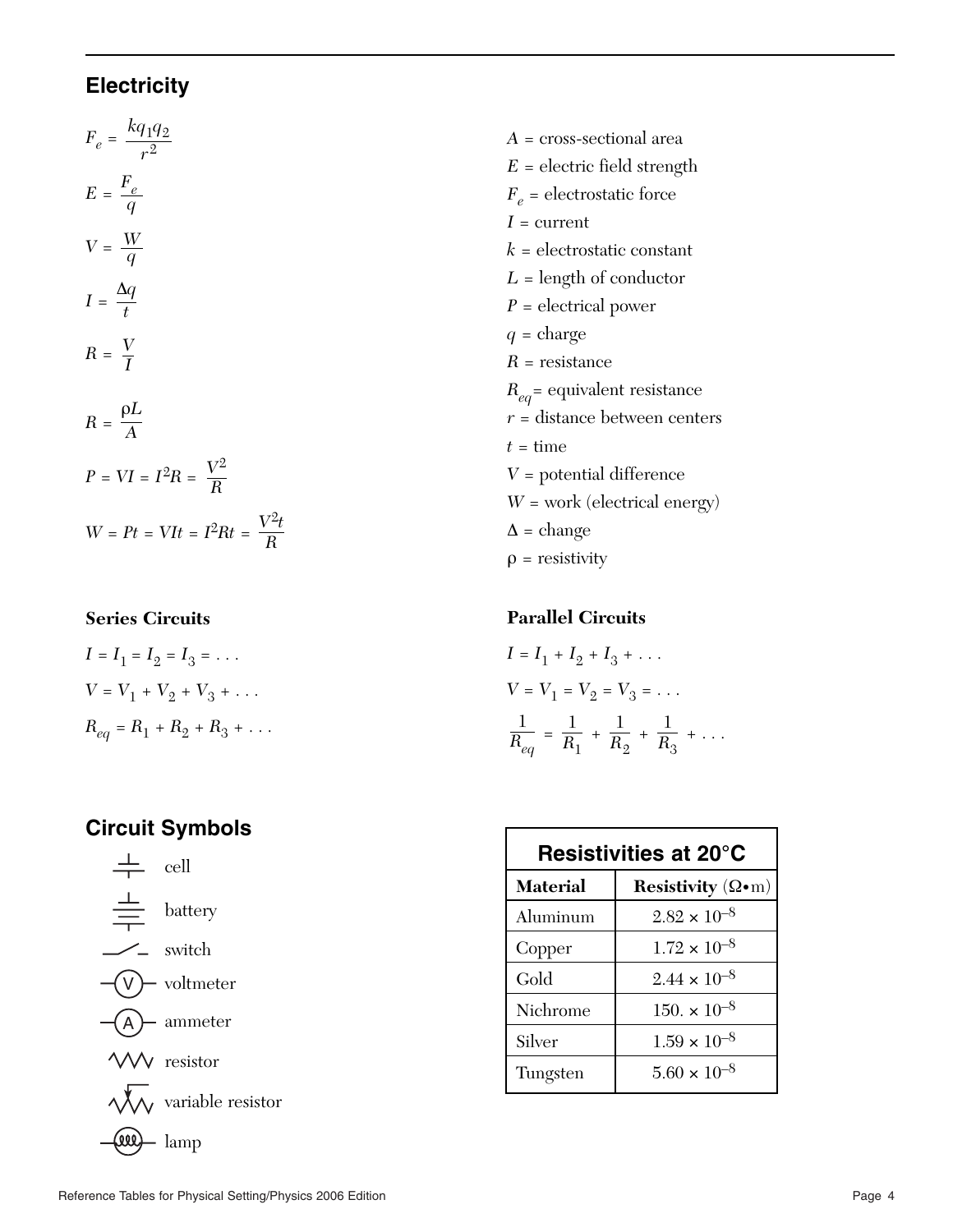## Electricity

$$F_e = \frac{kq_1q_2}{r^2}$$

$$E = \frac{F_e}{q}$$

$$V = \frac{W}{q}$$

$$I = \frac{\Delta q}{t}$$

$$R = \frac{V}{I}$$

$$R = \frac{\rho L}{A}$$

$$P = VI = I^2R = \frac{V^2}{R}$$

$$W = Pt = VIt = I^2Rt = \frac{V^2t}{R}$$

$A$ = cross-sectional area
$E$ = electric field strength
$F_e$ = electrostatic force
$I$ = current
$k$ = electrostatic constant
$L$ = length of conductor
$P$ = electrical power
$q$ = charge
$R$ = resistance
$R_{eq}$ = equivalent resistance
$r$ = distance between centers
$t$ = time
$V$ = potential difference
$W$ = work (electrical energy)
$\Delta$ = change
$\rho$ = resistivity

**Series Circuits**

$$I = I_1 = I_2 = I_3 = \ldots$$

$$V = V_1 + V_2 + V_3 + \ldots$$

$$R_{eq} = R_1 + R_2 + R_3 + \ldots$$

**Parallel Circuits**

$$I = I_1 + I_2 + I_3 + \ldots$$

$$V = V_1 = V_2 = V_3 = \ldots$$

$$\frac{1}{R_{eq}} = \frac{1}{R_1} + \frac{1}{R_2} + \frac{1}{R_3} + \ldots$$

## Circuit Symbols

- cell
- battery
- switch
- voltmeter
- ammeter
- resistor
- variable resistor
- lamp

**Resistivities at 20°C**

| Material | Resistivity (Ω•m) |
|---|---|
| Aluminum | $2.82 \times 10^{-8}$ |
| Copper | $1.72 \times 10^{-8}$ |
| Gold | $2.44 \times 10^{-8}$ |
| Nichrome | $150. \times 10^{-8}$ |
| Silver | $1.59 \times 10^{-8}$ |
| Tungsten | $5.60 \times 10^{-8}$ |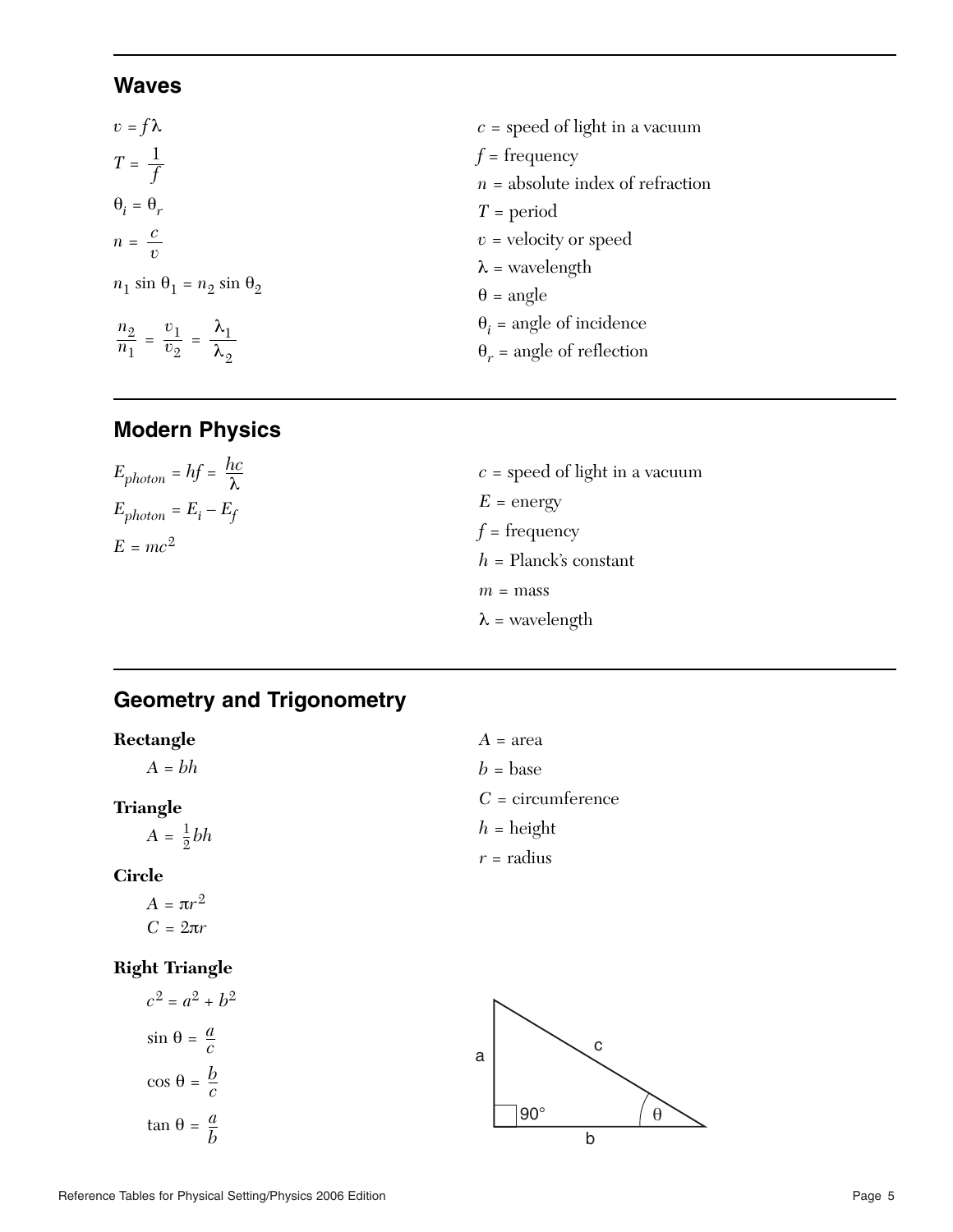## Waves

$$v = f\lambda$$

$$T = \frac{1}{f}$$

$$\theta_i = \theta_r$$

$$n = \frac{c}{v}$$

$$n_1 \sin \theta_1 = n_2 \sin \theta_2$$

$$\frac{n_2}{n_1} = \frac{v_1}{v_2} = \frac{\lambda_1}{\lambda_2}$$

$c$ = speed of light in a vacuum
$f$ = frequency
$n$ = absolute index of refraction
$T$ = period
$v$ = velocity or speed
$\lambda$ = wavelength
$\theta$ = angle
$\theta_i$ = angle of incidence
$\theta_r$ = angle of reflection

## Modern Physics

$$E_{photon} = hf = \frac{hc}{\lambda}$$

$$E_{photon} = E_i - E_f$$

$$E = mc^2$$

$c$ = speed of light in a vacuum
$E$ = energy
$f$ = frequency
$h$ = Planck's constant
$m$ = mass
$\lambda$ = wavelength

## Geometry and Trigonometry

**Rectangle**

$$A = bh$$

**Triangle**

$$A = \tfrac{1}{2}bh$$

**Circle**

$$A = \pi r^2$$

$$C = 2\pi r$$

**Right Triangle**

$$c^2 = a^2 + b^2$$

$$\sin \theta = \frac{a}{c}$$

$$\cos \theta = \frac{b}{c}$$

$$\tan \theta = \frac{a}{b}$$

$A$ = area
$b$ = base
$C$ = circumference
$h$ = height
$r$ = radius

a c 90° θ b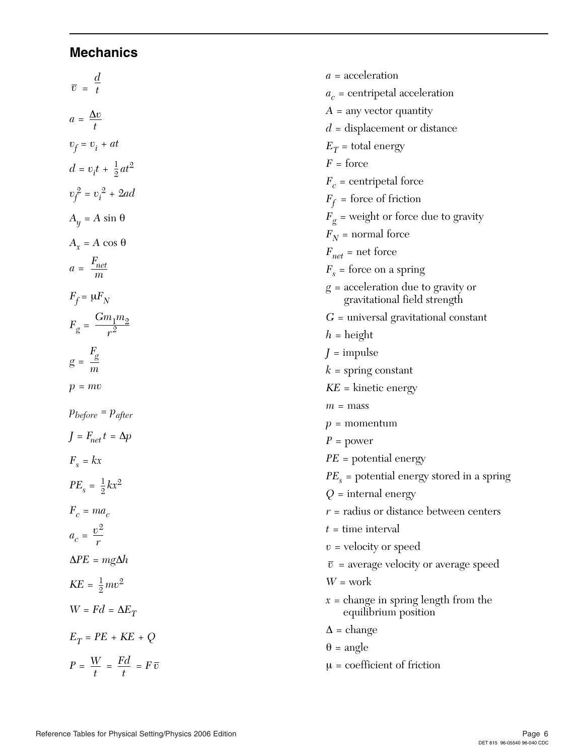## Mechanics

$$\overline{v} = \frac{d}{t}$$

$$a = \frac{\Delta v}{t}$$

$$v_f = v_i + at$$

$$d = v_i t + \frac{1}{2}at^2$$

$$v_f^2 = v_i^2 + 2ad$$

$$A_y = A \sin \theta$$

$$A_x = A \cos \theta$$

$$a = \frac{F_{net}}{m}$$

$$F_f = \mu F_N$$

$$F_g = \frac{Gm_1 m_2}{r^2}$$

$$g = \frac{F_g}{m}$$

$$p = mv$$

$$p_{before} = p_{after}$$

$$J = F_{net}t = \Delta p$$

$$F_s = kx$$

$$PE_s = \frac{1}{2}kx^2$$

$$F_c = ma_c$$

$$a_c = \frac{v^2}{r}$$

$$\Delta PE = mg\Delta h$$

$$KE = \frac{1}{2}mv^2$$

$$W = Fd = \Delta E_T$$

$$E_T = PE + KE + Q$$

$$P = \frac{W}{t} = \frac{Fd}{t} = F\overline{v}$$

$a$ = acceleration

$a_c$ = centripetal acceleration

$A$ = any vector quantity

$d$ = displacement or distance

$E_T$ = total energy

$F$ = force

$F_c$ = centripetal force

$F_f$ = force of friction

$F_g$ = weight or force due to gravity

$F_N$ = normal force

$F_{net}$ = net force

$F_s$ = force on a spring

$g$ = acceleration due to gravity or gravitational field strength

$G$ = universal gravitational constant

$h$ = height

$J$ = impulse

$k$ = spring constant

$KE$ = kinetic energy

$m$ = mass

$p$ = momentum

$P$ = power

$PE$ = potential energy

$PE_s$ = potential energy stored in a spring

$Q$ = internal energy

$r$ = radius or distance between centers

$t$ = time interval

$v$ = velocity or speed

$\overline{v}$ = average velocity or average speed

$W$ = work

$x$ = change in spring length from the equilibrium position

$\Delta$ = change

$\theta$ = angle

$\mu$ = coefficient of friction